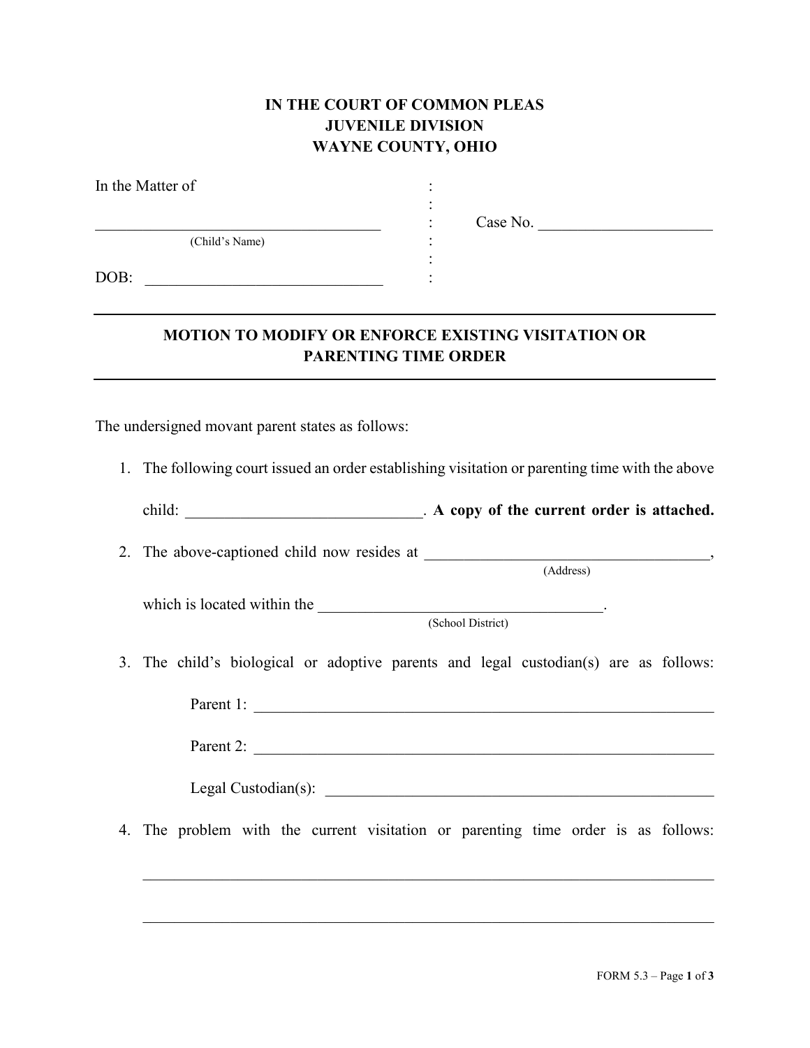**IN THE COURT OF COMMON PLEAS**
**JUVENILE DIVISION**
**WAYNE COUNTY, OHIO**

In the Matter of :

____________________________________ : Case No. ______________________
(Child's Name) :

DOB: ______________________________ :

---

## MOTION TO MODIFY OR ENFORCE EXISTING VISITATION OR PARENTING TIME ORDER

---

The undersigned movant parent states as follows:

1. The following court issued an order establishing visitation or parenting time with the above child: ______________________________. **A copy of the current order is attached.**

2. The above-captioned child now resides at ____________________________________,
(Address)

   which is located within the ____________________________________.
   (School District)

3. The child's biological or adoptive parents and legal custodian(s) are as follows:

   Parent 1: ____________________________________________________________

   Parent 2: ____________________________________________________________

   Legal Custodian(s): ___________________________________________________

4. The problem with the current visitation or parenting time order is as follows:

   ______________________________________________________________________

   ______________________________________________________________________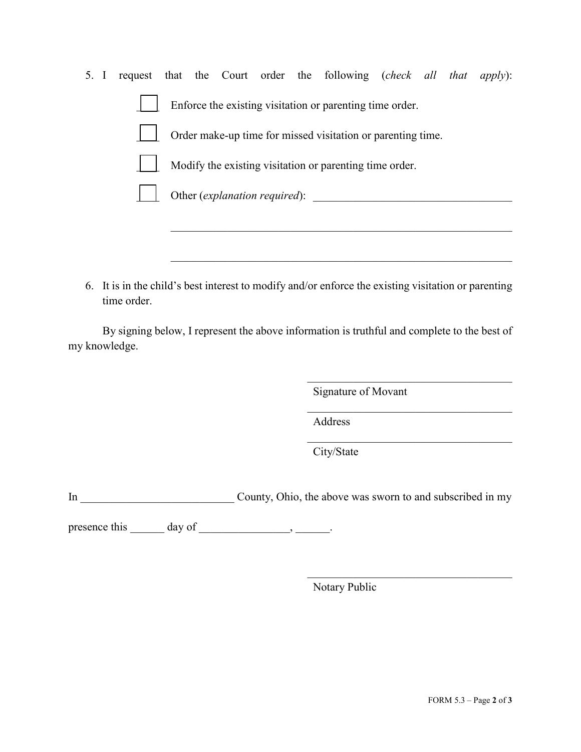5. I request that the Court order the following (*check all that apply*):

   ☐ Enforce the existing visitation or parenting time order.

   ☐ Order make-up time for missed visitation or parenting time.

   ☐ Modify the existing visitation or parenting time order.

   ☐ Other (*explanation required*): ___________________________________

   ____________________________________________________________

   ____________________________________________________________

6. It is in the child's best interest to modify and/or enforce the existing visitation or parenting time order.

By signing below, I represent the above information is truthful and complete to the best of my knowledge.

____________________________________
Signature of Movant

____________________________________
Address

____________________________________
City/State

In ___________________________ County, Ohio, the above was sworn to and subscribed in my presence this ______ day of ________________, ______.

____________________________________
Notary Public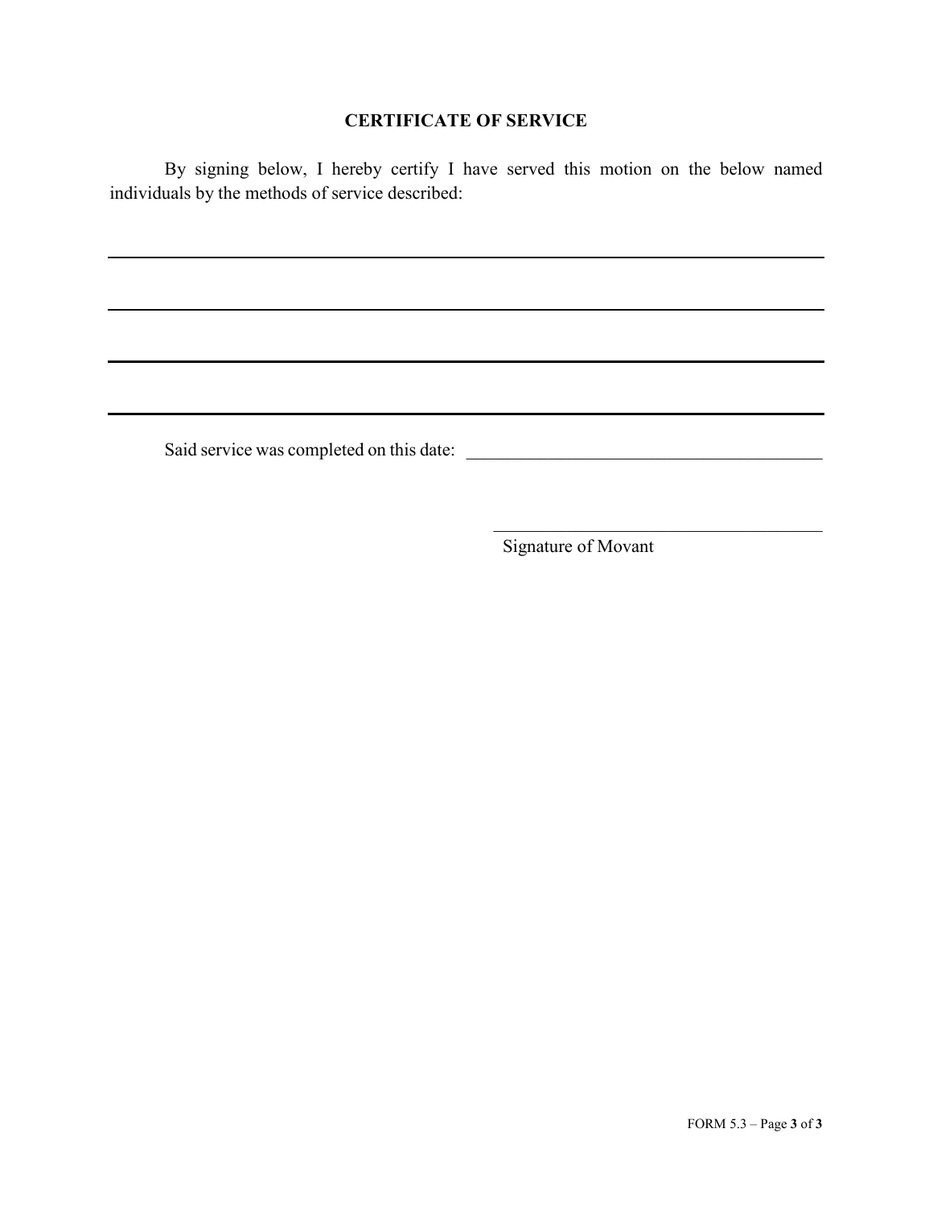## CERTIFICATE OF SERVICE

By signing below, I hereby certify I have served this motion on the below named individuals by the methods of service described:

\_\_\_\_\_\_\_\_\_\_\_\_\_\_\_\_\_\_\_\_\_\_\_\_\_\_\_\_\_\_\_\_\_\_\_\_\_\_\_\_\_\_\_\_\_\_\_\_\_\_\_\_\_\_\_\_\_\_\_\_

\_\_\_\_\_\_\_\_\_\_\_\_\_\_\_\_\_\_\_\_\_\_\_\_\_\_\_\_\_\_\_\_\_\_\_\_\_\_\_\_\_\_\_\_\_\_\_\_\_\_\_\_\_\_\_\_\_\_\_\_

\_\_\_\_\_\_\_\_\_\_\_\_\_\_\_\_\_\_\_\_\_\_\_\_\_\_\_\_\_\_\_\_\_\_\_\_\_\_\_\_\_\_\_\_\_\_\_\_\_\_\_\_\_\_\_\_\_\_\_\_

\_\_\_\_\_\_\_\_\_\_\_\_\_\_\_\_\_\_\_\_\_\_\_\_\_\_\_\_\_\_\_\_\_\_\_\_\_\_\_\_\_\_\_\_\_\_\_\_\_\_\_\_\_\_\_\_\_\_\_\_

Said service was completed on this date: \_\_\_\_\_\_\_\_\_\_\_\_\_\_\_\_\_\_\_\_\_\_\_\_\_\_\_\_\_\_\_\_\_\_\_\_\_\_\_\_

\_\_\_\_\_\_\_\_\_\_\_\_\_\_\_\_\_\_\_\_\_\_\_\_\_\_\_\_\_\_\_\_\_\_\_\_\_\_\_\_

Signature of Movant

FORM 5.3